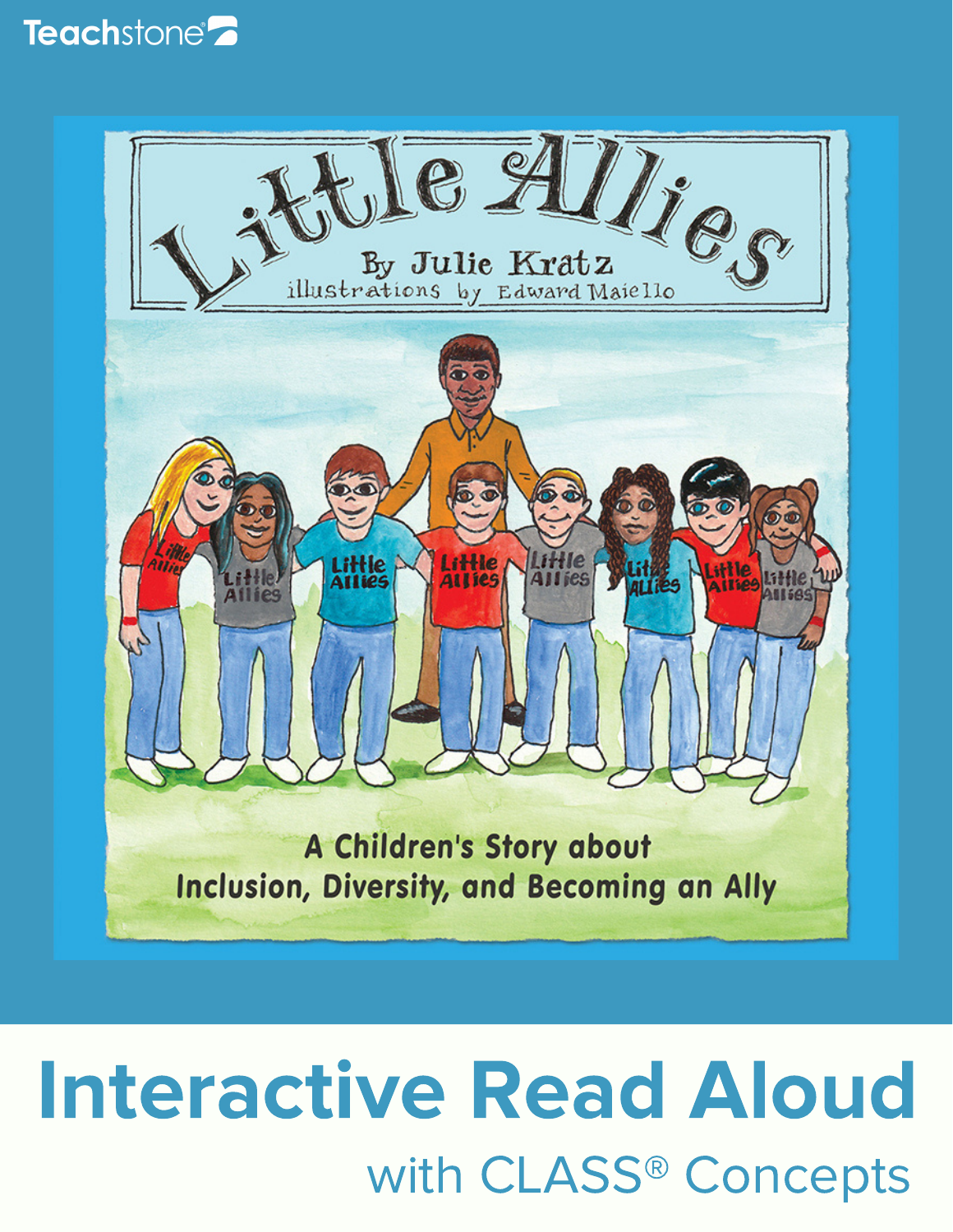Teachstone

# Little Allies

By Julie Kratz

illustrations by Edward Maiello

A Children's Story about Inclusion, Diversity, and Becoming an Ally

# Interactive Read Aloud

## with CLASS® Concepts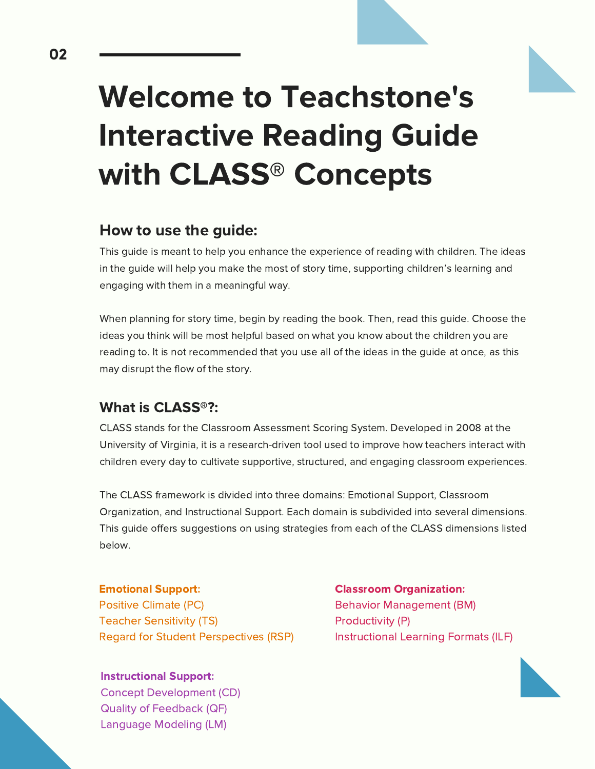# Welcome to Teachstone's Interactive Reading Guide with CLASS® Concepts

## How to use the guide:

This guide is meant to help you enhance the experience of reading with children. The ideas in the guide will help you make the most of story time, supporting children's learning and engaging with them in a meaningful way.

When planning for story time, begin by reading the book. Then, read this guide. Choose the ideas you think will be most helpful based on what you know about the children you are reading to. It is not recommended that you use all of the ideas in the guide at once, as this may disrupt the flow of the story.

## What is CLASS®?:

CLASS stands for the Classroom Assessment Scoring System. Developed in 2008 at the University of Virginia, it is a research-driven tool used to improve how teachers interact with children every day to cultivate supportive, structured, and engaging classroom experiences.

The CLASS framework is divided into three domains: Emotional Support, Classroom Organization, and Instructional Support. Each domain is subdivided into several dimensions. This guide offers suggestions on using strategies from each of the CLASS dimensions listed below.

**Emotional Support:**
- Positive Climate (PC)
- Teacher Sensitivity (TS)
- Regard for Student Perspectives (RSP)

**Classroom Organization:**
- Behavior Management (BM)
- Productivity (P)
- Instructional Learning Formats (ILF)

**Instructional Support:**
- Concept Development (CD)
- Quality of Feedback (QF)
- Language Modeling (LM)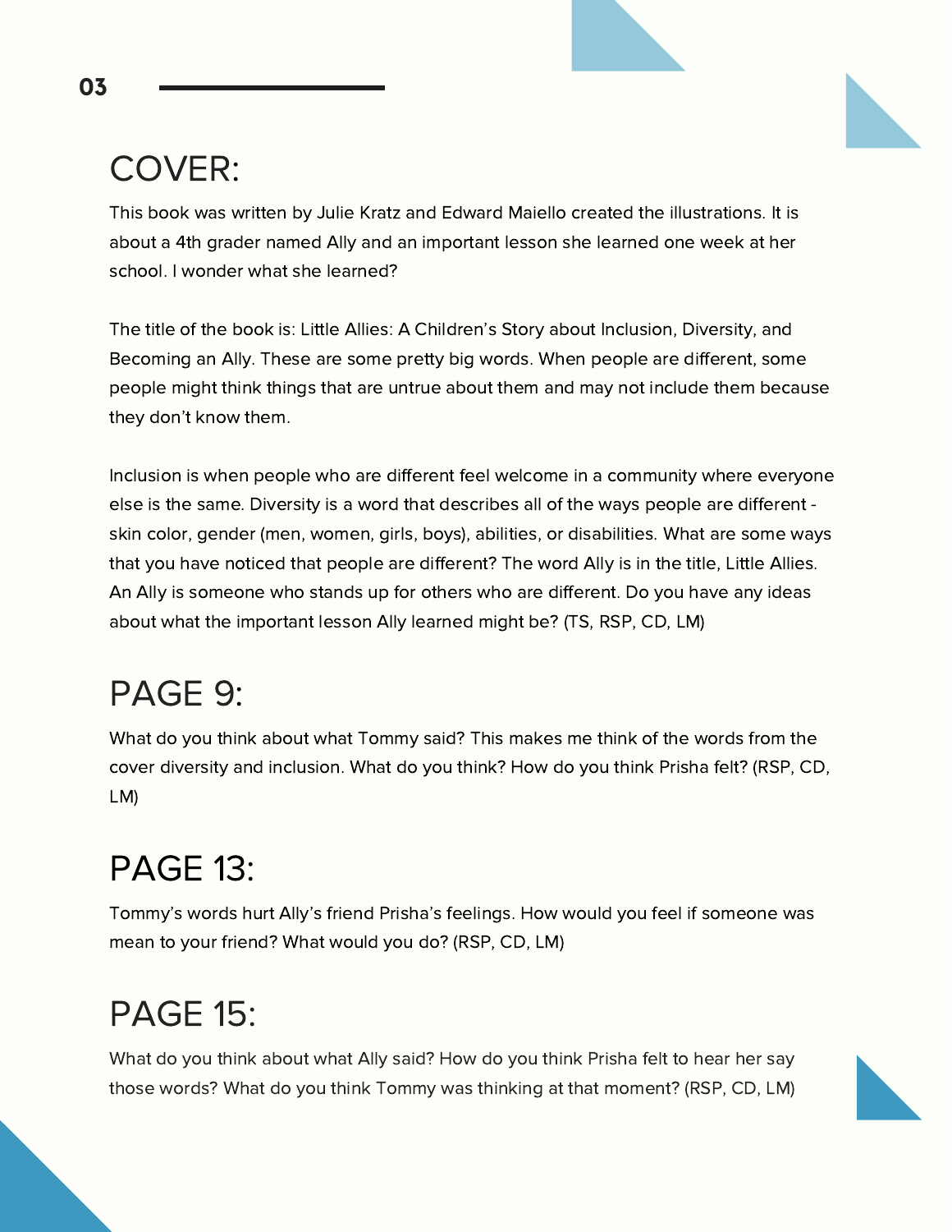## COVER:

This book was written by Julie Kratz and Edward Maiello created the illustrations. It is about a 4th grader named Ally and an important lesson she learned one week at her school. I wonder what she learned?

The title of the book is: Little Allies: A Children's Story about Inclusion, Diversity, and Becoming an Ally. These are some pretty big words. When people are different, some people might think things that are untrue about them and may not include them because they don't know them.

Inclusion is when people who are different feel welcome in a community where everyone else is the same. Diversity is a word that describes all of the ways people are different - skin color, gender (men, women, girls, boys), abilities, or disabilities. What are some ways that you have noticed that people are different? The word Ally is in the title, Little Allies. An Ally is someone who stands up for others who are different. Do you have any ideas about what the important lesson Ally learned might be? (TS, RSP, CD, LM)

## PAGE 9:

What do you think about what Tommy said? This makes me think of the words from the cover diversity and inclusion. What do you think? How do you think Prisha felt? (RSP, CD, LM)

## PAGE 13:

Tommy's words hurt Ally's friend Prisha's feelings. How would you feel if someone was mean to your friend? What would you do? (RSP, CD, LM)

## PAGE 15:

What do you think about what Ally said? How do you think Prisha felt to hear her say those words? What do you think Tommy was thinking at that moment? (RSP, CD, LM)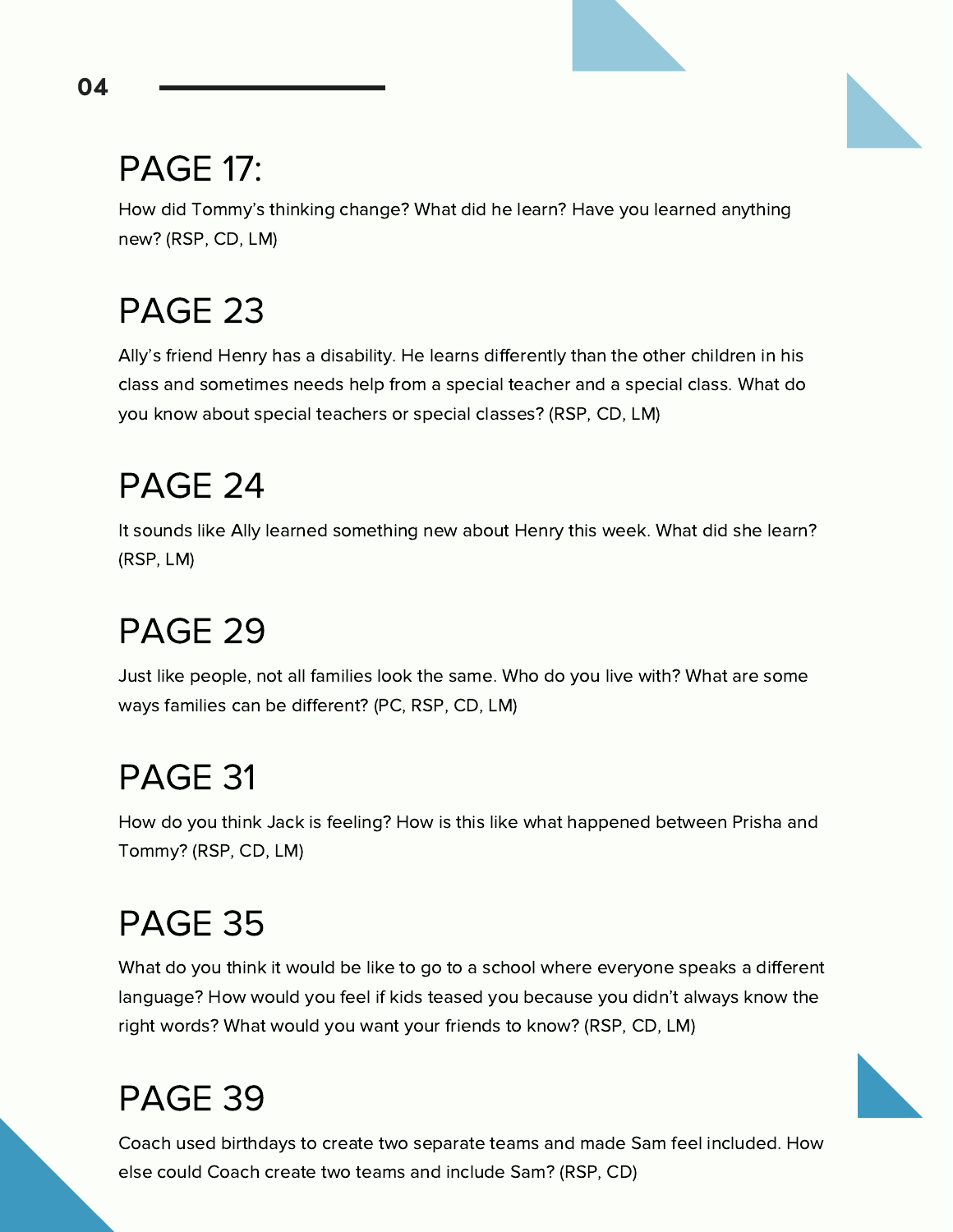## PAGE 17:

How did Tommy's thinking change? What did he learn? Have you learned anything new? (RSP, CD, LM)

## PAGE 23

Ally's friend Henry has a disability. He learns differently than the other children in his class and sometimes needs help from a special teacher and a special class. What do you know about special teachers or special classes? (RSP, CD, LM)

## PAGE 24

It sounds like Ally learned something new about Henry this week. What did she learn? (RSP, LM)

## PAGE 29

Just like people, not all families look the same. Who do you live with? What are some ways families can be different? (PC, RSP, CD, LM)

## PAGE 31

How do you think Jack is feeling? How is this like what happened between Prisha and Tommy? (RSP, CD, LM)

## PAGE 35

What do you think it would be like to go to a school where everyone speaks a different language? How would you feel if kids teased you because you didn't always know the right words? What would you want your friends to know? (RSP, CD, LM)

## PAGE 39

Coach used birthdays to create two separate teams and made Sam feel included. How else could Coach create two teams and include Sam? (RSP, CD)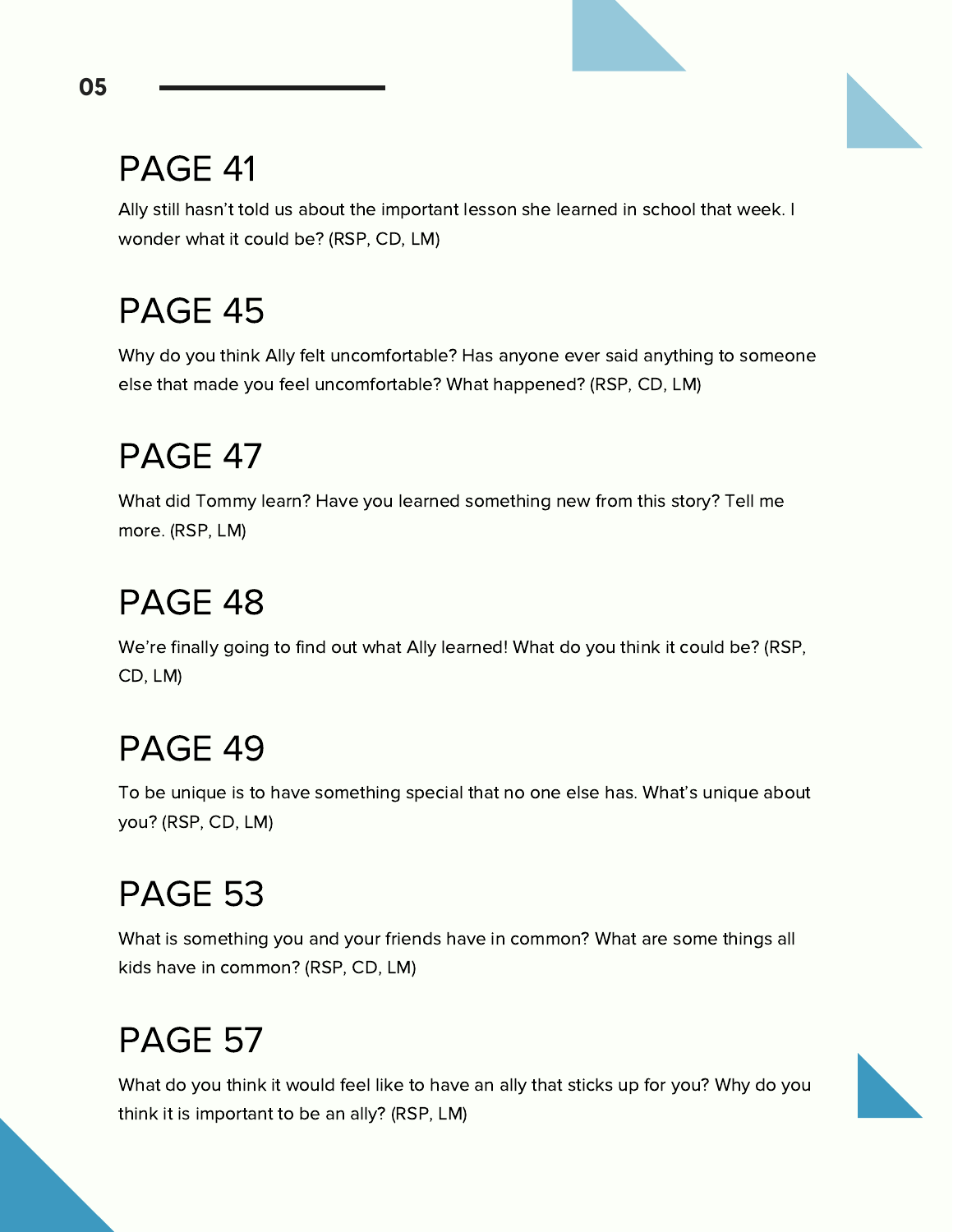## PAGE 41

Ally still hasn't told us about the important lesson she learned in school that week. I wonder what it could be? (RSP, CD, LM)

## PAGE 45

Why do you think Ally felt uncomfortable? Has anyone ever said anything to someone else that made you feel uncomfortable? What happened? (RSP, CD, LM)

## PAGE 47

What did Tommy learn? Have you learned something new from this story? Tell me more. (RSP, LM)

## PAGE 48

We're finally going to find out what Ally learned! What do you think it could be? (RSP, CD, LM)

## PAGE 49

To be unique is to have something special that no one else has. What's unique about you? (RSP, CD, LM)

## PAGE 53

What is something you and your friends have in common? What are some things all kids have in common? (RSP, CD, LM)

## PAGE 57

What do you think it would feel like to have an ally that sticks up for you? Why do you think it is important to be an ally? (RSP, LM)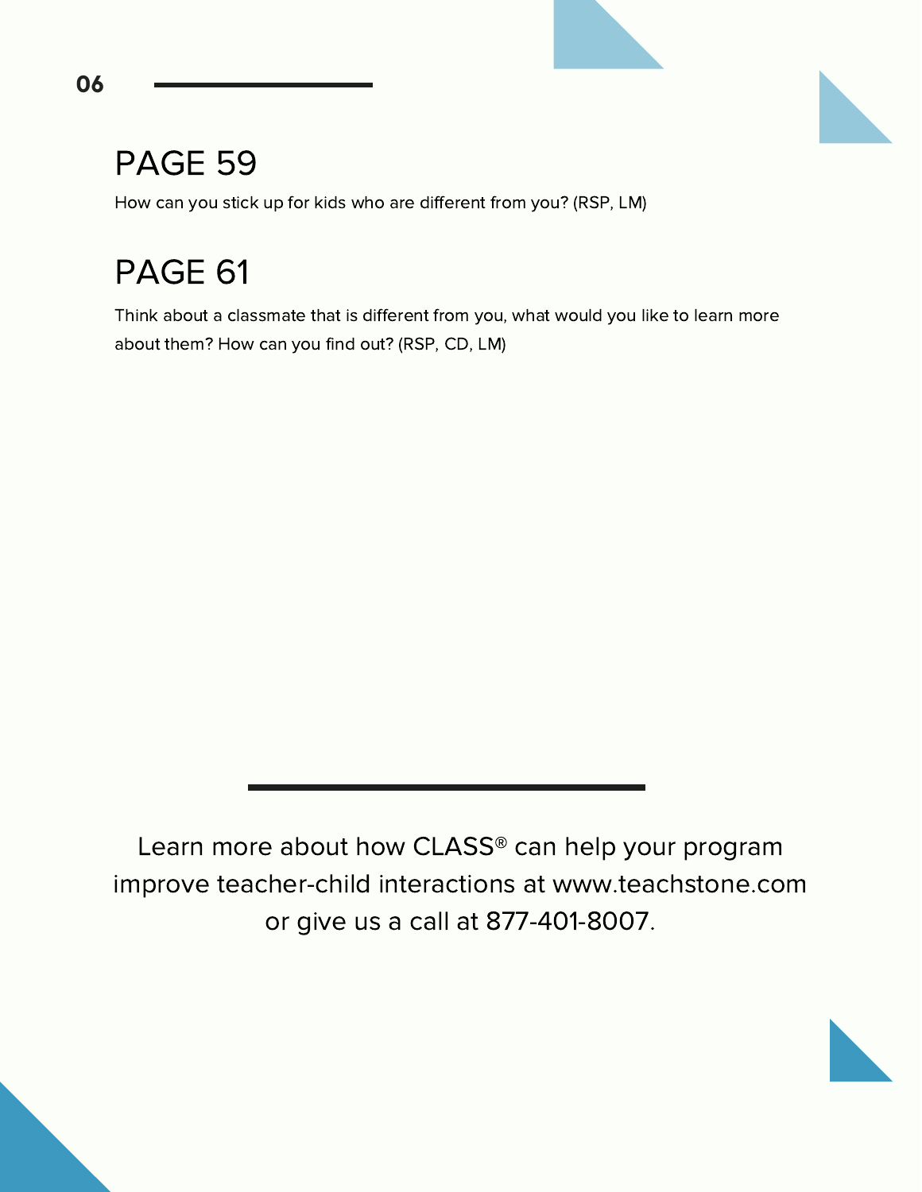## PAGE 59

How can you stick up for kids who are different from you? (RSP, LM)

## PAGE 61

Think about a classmate that is different from you, what would you like to learn more about them? How can you find out? (RSP, CD, LM)

---

Learn more about how CLASS® can help your program improve teacher-child interactions at www.teachstone.com or give us a call at 877-401-8007.